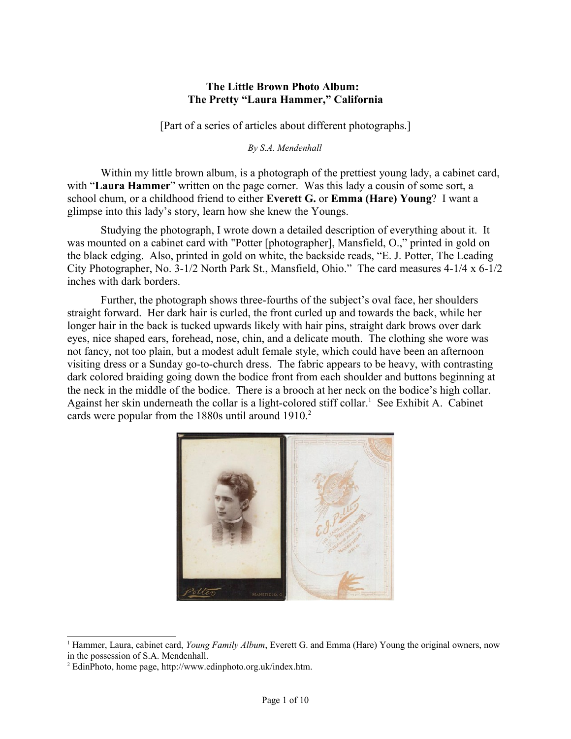**The Little Brown Photo Album:**
**The Pretty "Laura Hammer," California**

[Part of a series of articles about different photographs.]

*By S.A. Mendenhall*

Within my little brown album, is a photograph of the prettiest young lady, a cabinet card, with "**Laura Hammer**" written on the page corner. Was this lady a cousin of some sort, a school chum, or a childhood friend to either **Everett G.** or **Emma (Hare) Young**? I want a glimpse into this lady's story, learn how she knew the Youngs.

Studying the photograph, I wrote down a detailed description of everything about it. It was mounted on a cabinet card with "Potter [photographer], Mansfield, O.," printed in gold on the black edging. Also, printed in gold on white, the backside reads, "E. J. Potter, The Leading City Photographer, No. 3-1/2 North Park St., Mansfield, Ohio." The card measures 4-1/4 x 6-1/2 inches with dark borders.

Further, the photograph shows three-fourths of the subject's oval face, her shoulders straight forward. Her dark hair is curled, the front curled up and towards the back, while her longer hair in the back is tucked upwards likely with hair pins, straight dark brows over dark eyes, nice shaped ears, forehead, nose, chin, and a delicate mouth. The clothing she wore was not fancy, not too plain, but a modest adult female style, which could have been an afternoon visiting dress or a Sunday go-to-church dress. The fabric appears to be heavy, with contrasting dark colored braiding going down the bodice front from each shoulder and buttons beginning at the neck in the middle of the bodice. There is a brooch at her neck on the bodice's high collar. Against her skin underneath the collar is a light-colored stiff collar.[1] See Exhibit A. Cabinet cards were popular from the 1880s until around 1910.[2]

---

[1] Hammer, Laura, cabinet card, *Young Family Album*, Everett G. and Emma (Hare) Young the original owners, now in the possession of S.A. Mendenhall.

[2] EdinPhoto, home page, http://www.edinphoto.org.uk/index.htm.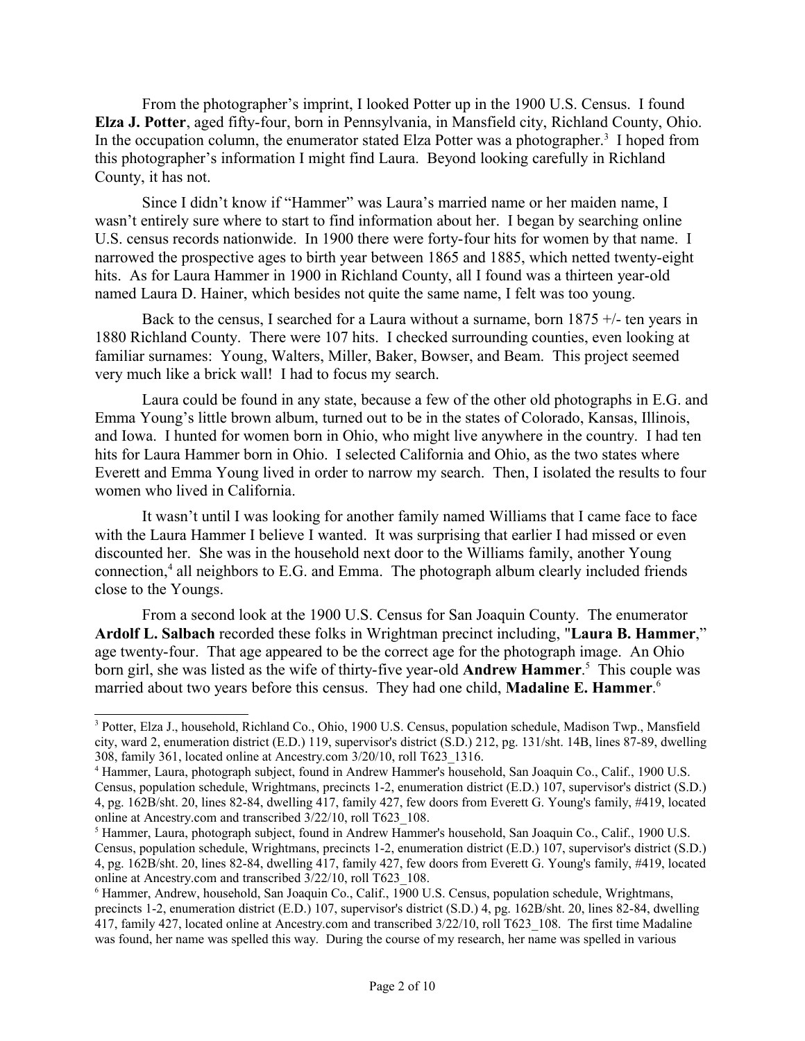From the photographer's imprint, I looked Potter up in the 1900 U.S. Census. I found **Elza J. Potter**, aged fifty-four, born in Pennsylvania, in Mansfield city, Richland County, Ohio. In the occupation column, the enumerator stated Elza Potter was a photographer.[3] I hoped from this photographer's information I might find Laura. Beyond looking carefully in Richland County, it has not.

Since I didn't know if "Hammer" was Laura's married name or her maiden name, I wasn't entirely sure where to start to find information about her. I began by searching online U.S. census records nationwide. In 1900 there were forty-four hits for women by that name. I narrowed the prospective ages to birth year between 1865 and 1885, which netted twenty-eight hits. As for Laura Hammer in 1900 in Richland County, all I found was a thirteen year-old named Laura D. Hainer, which besides not quite the same name, I felt was too young.

Back to the census, I searched for a Laura without a surname, born 1875 +/- ten years in 1880 Richland County. There were 107 hits. I checked surrounding counties, even looking at familiar surnames: Young, Walters, Miller, Baker, Bowser, and Beam. This project seemed very much like a brick wall! I had to focus my search.

Laura could be found in any state, because a few of the other old photographs in E.G. and Emma Young's little brown album, turned out to be in the states of Colorado, Kansas, Illinois, and Iowa. I hunted for women born in Ohio, who might live anywhere in the country. I had ten hits for Laura Hammer born in Ohio. I selected California and Ohio, as the two states where Everett and Emma Young lived in order to narrow my search. Then, I isolated the results to four women who lived in California.

It wasn't until I was looking for another family named Williams that I came face to face with the Laura Hammer I believe I wanted. It was surprising that earlier I had missed or even discounted her. She was in the household next door to the Williams family, another Young connection,[4] all neighbors to E.G. and Emma. The photograph album clearly included friends close to the Youngs.

From a second look at the 1900 U.S. Census for San Joaquin County. The enumerator **Ardolf L. Salbach** recorded these folks in Wrightman precinct including, "**Laura B. Hammer**," age twenty-four. That age appeared to be the correct age for the photograph image. An Ohio born girl, she was listed as the wife of thirty-five year-old **Andrew Hammer**.[5] This couple was married about two years before this census. They had one child, **Madaline E. Hammer**.[6]

---

[3] Potter, Elza J., household, Richland Co., Ohio, 1900 U.S. Census, population schedule, Madison Twp., Mansfield city, ward 2, enumeration district (E.D.) 119, supervisor's district (S.D.) 212, pg. 131/sht. 14B, lines 87-89, dwelling 308, family 361, located online at Ancestry.com 3/20/10, roll T623_1316.

[4] Hammer, Laura, photograph subject, found in Andrew Hammer's household, San Joaquin Co., Calif., 1900 U.S. Census, population schedule, Wrightmans, precincts 1-2, enumeration district (E.D.) 107, supervisor's district (S.D.) 4, pg. 162B/sht. 20, lines 82-84, dwelling 417, family 427, few doors from Everett G. Young's family, #419, located online at Ancestry.com and transcribed 3/22/10, roll T623_108.

[5] Hammer, Laura, photograph subject, found in Andrew Hammer's household, San Joaquin Co., Calif., 1900 U.S. Census, population schedule, Wrightmans, precincts 1-2, enumeration district (E.D.) 107, supervisor's district (S.D.) 4, pg. 162B/sht. 20, lines 82-84, dwelling 417, family 427, few doors from Everett G. Young's family, #419, located online at Ancestry.com and transcribed 3/22/10, roll T623_108.

[6] Hammer, Andrew, household, San Joaquin Co., Calif., 1900 U.S. Census, population schedule, Wrightmans, precincts 1-2, enumeration district (E.D.) 107, supervisor's district (S.D.) 4, pg. 162B/sht. 20, lines 82-84, dwelling 417, family 427, located online at Ancestry.com and transcribed 3/22/10, roll T623_108. The first time Madaline was found, her name was spelled this way. During the course of my research, her name was spelled in various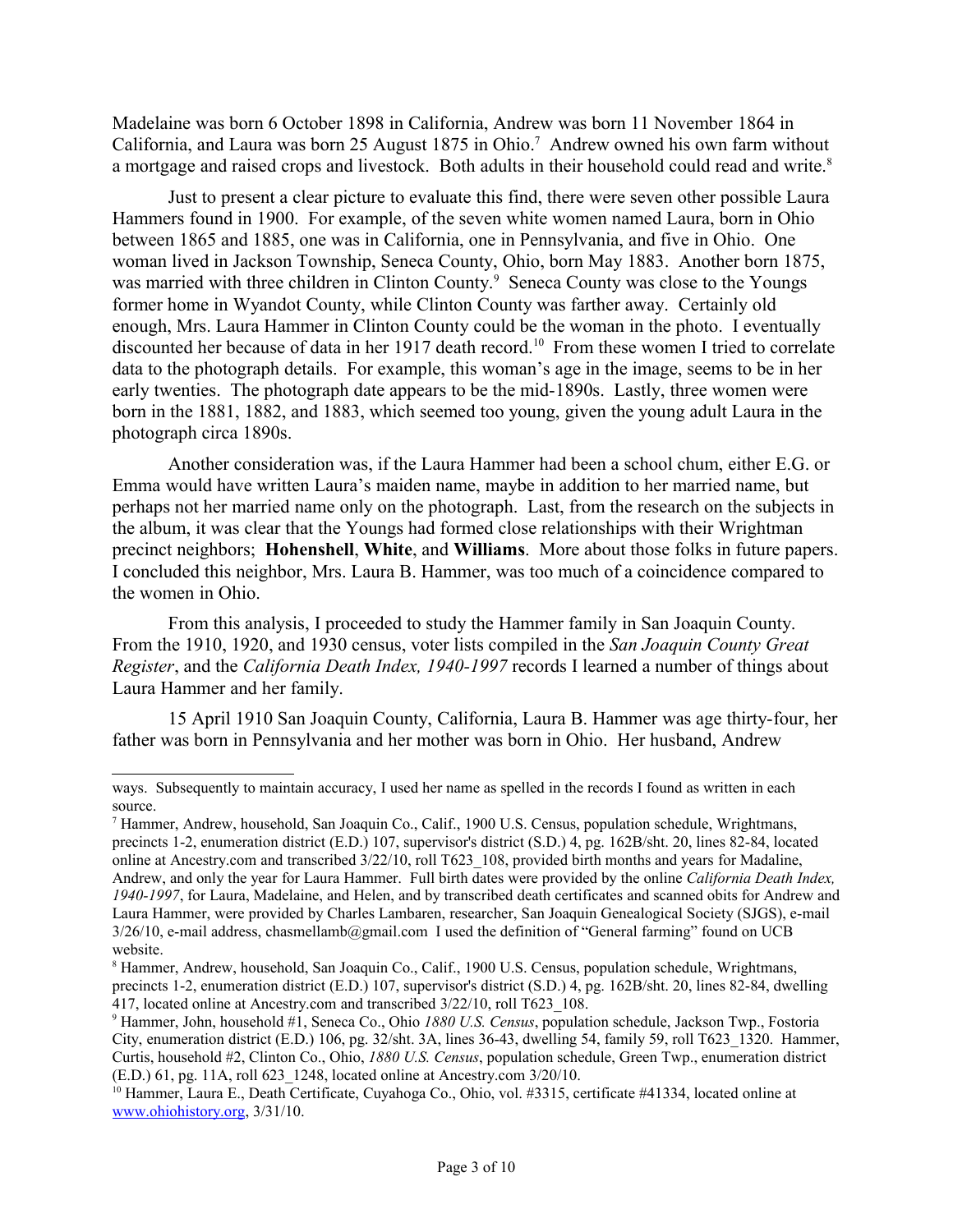Madelaine was born 6 October 1898 in California, Andrew was born 11 November 1864 in California, and Laura was born 25 August 1875 in Ohio.[7] Andrew owned his own farm without a mortgage and raised crops and livestock. Both adults in their household could read and write.[8]

Just to present a clear picture to evaluate this find, there were seven other possible Laura Hammers found in 1900. For example, of the seven white women named Laura, born in Ohio between 1865 and 1885, one was in California, one in Pennsylvania, and five in Ohio. One woman lived in Jackson Township, Seneca County, Ohio, born May 1883. Another born 1875, was married with three children in Clinton County.[9] Seneca County was close to the Youngs former home in Wyandot County, while Clinton County was farther away. Certainly old enough, Mrs. Laura Hammer in Clinton County could be the woman in the photo. I eventually discounted her because of data in her 1917 death record.[10] From these women I tried to correlate data to the photograph details. For example, this woman's age in the image, seems to be in her early twenties. The photograph date appears to be the mid-1890s. Lastly, three women were born in the 1881, 1882, and 1883, which seemed too young, given the young adult Laura in the photograph circa 1890s.

Another consideration was, if the Laura Hammer had been a school chum, either E.G. or Emma would have written Laura's maiden name, maybe in addition to her married name, but perhaps not her married name only on the photograph. Last, from the research on the subjects in the album, it was clear that the Youngs had formed close relationships with their Wrightman precinct neighbors; **Hohenshell**, **White**, and **Williams**. More about those folks in future papers. I concluded this neighbor, Mrs. Laura B. Hammer, was too much of a coincidence compared to the women in Ohio.

From this analysis, I proceeded to study the Hammer family in San Joaquin County. From the 1910, 1920, and 1930 census, voter lists compiled in the *San Joaquin County Great Register*, and the *California Death Index, 1940-1997* records I learned a number of things about Laura Hammer and her family.

15 April 1910 San Joaquin County, California, Laura B. Hammer was age thirty-four, her father was born in Pennsylvania and her mother was born in Ohio. Her husband, Andrew

---

ways. Subsequently to maintain accuracy, I used her name as spelled in the records I found as written in each source.

[7] Hammer, Andrew, household, San Joaquin Co., Calif., 1900 U.S. Census, population schedule, Wrightmans, precincts 1-2, enumeration district (E.D.) 107, supervisor's district (S.D.) 4, pg. 162B/sht. 20, lines 82-84, located online at Ancestry.com and transcribed 3/22/10, roll T623_108, provided birth months and years for Madaline, Andrew, and only the year for Laura Hammer. Full birth dates were provided by the online *California Death Index, 1940-1997*, for Laura, Madelaine, and Helen, and by transcribed death certificates and scanned obits for Andrew and Laura Hammer, were provided by Charles Lambaren, researcher, San Joaquin Genealogical Society (SJGS), e-mail 3/26/10, e-mail address, chasmellamb@gmail.com I used the definition of "General farming" found on UCB website.

[8] Hammer, Andrew, household, San Joaquin Co., Calif., 1900 U.S. Census, population schedule, Wrightmans, precincts 1-2, enumeration district (E.D.) 107, supervisor's district (S.D.) 4, pg. 162B/sht. 20, lines 82-84, dwelling 417, located online at Ancestry.com and transcribed 3/22/10, roll T623_108.

[9] Hammer, John, household #1, Seneca Co., Ohio *1880 U.S. Census*, population schedule, Jackson Twp., Fostoria City, enumeration district (E.D.) 106, pg. 32/sht. 3A, lines 36-43, dwelling 54, family 59, roll T623_1320. Hammer, Curtis, household #2, Clinton Co., Ohio, *1880 U.S. Census*, population schedule, Green Twp., enumeration district (E.D.) 61, pg. 11A, roll 623_1248, located online at Ancestry.com 3/20/10.

[10] Hammer, Laura E., Death Certificate, Cuyahoga Co., Ohio, vol. #3315, certificate #41334, located online at www.ohiohistory.org, 3/31/10.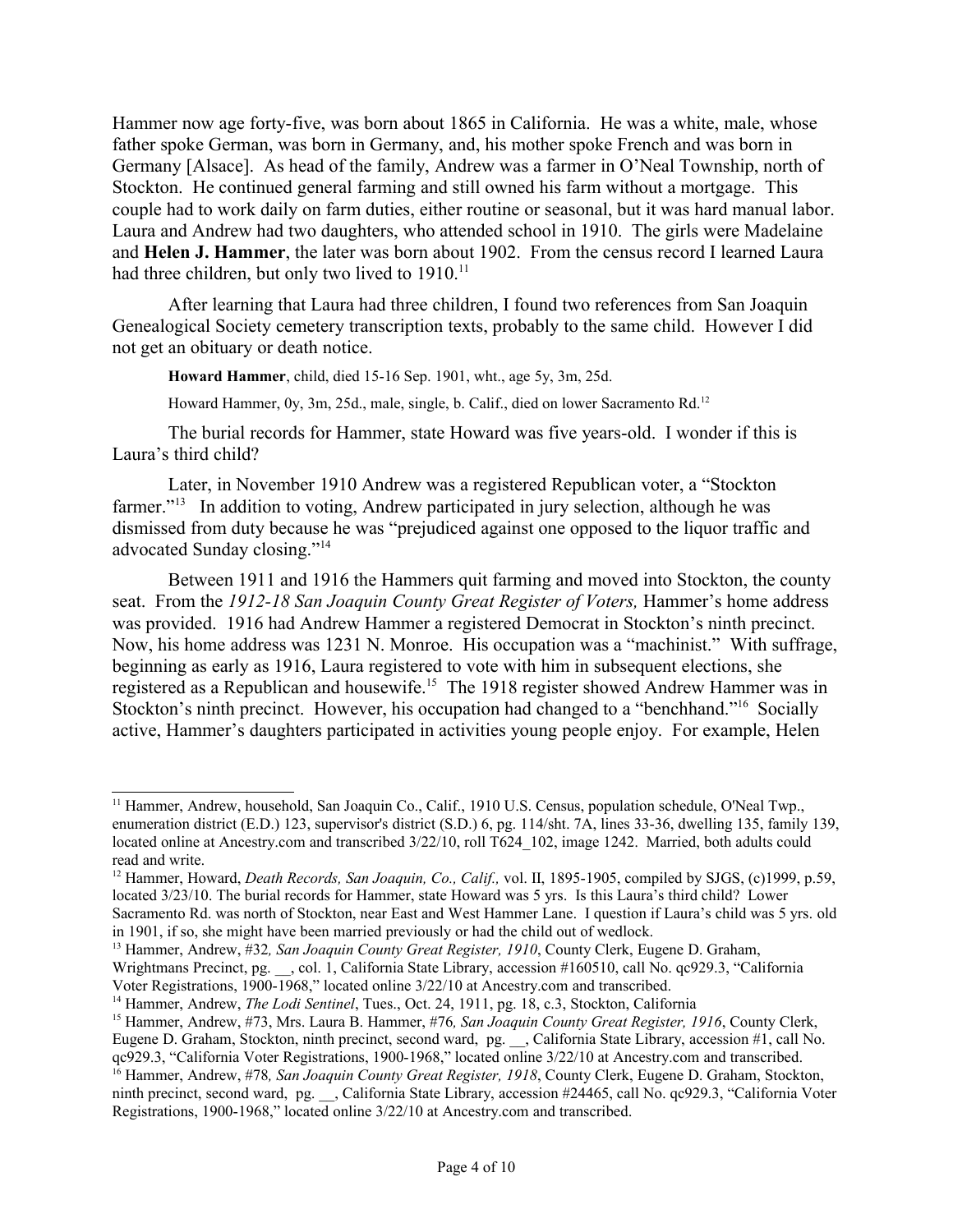Hammer now age forty-five, was born about 1865 in California. He was a white, male, whose father spoke German, was born in Germany, and, his mother spoke French and was born in Germany [Alsace]. As head of the family, Andrew was a farmer in O'Neal Township, north of Stockton. He continued general farming and still owned his farm without a mortgage. This couple had to work daily on farm duties, either routine or seasonal, but it was hard manual labor. Laura and Andrew had two daughters, who attended school in 1910. The girls were Madelaine and **Helen J. Hammer**, the later was born about 1902. From the census record I learned Laura had three children, but only two lived to 1910.[11]

After learning that Laura had three children, I found two references from San Joaquin Genealogical Society cemetery transcription texts, probably to the same child. However I did not get an obituary or death notice.

> **Howard Hammer**, child, died 15-16 Sep. 1901, wht., age 5y, 3m, 25d.
>
> Howard Hammer, 0y, 3m, 25d., male, single, b. Calif., died on lower Sacramento Rd.[12]

The burial records for Hammer, state Howard was five years-old. I wonder if this is Laura's third child?

Later, in November 1910 Andrew was a registered Republican voter, a "Stockton farmer."[13] In addition to voting, Andrew participated in jury selection, although he was dismissed from duty because he was "prejudiced against one opposed to the liquor traffic and advocated Sunday closing."[14]

Between 1911 and 1916 the Hammers quit farming and moved into Stockton, the county seat. From the *1912-18 San Joaquin County Great Register of Voters,* Hammer's home address was provided. 1916 had Andrew Hammer a registered Democrat in Stockton's ninth precinct. Now, his home address was 1231 N. Monroe. His occupation was a "machinist." With suffrage, beginning as early as 1916, Laura registered to vote with him in subsequent elections, she registered as a Republican and housewife.[15] The 1918 register showed Andrew Hammer was in Stockton's ninth precinct. However, his occupation had changed to a "benchhand."[16] Socially active, Hammer's daughters participated in activities young people enjoy. For example, Helen

---

[11] Hammer, Andrew, household, San Joaquin Co., Calif., 1910 U.S. Census, population schedule, O'Neal Twp., enumeration district (E.D.) 123, supervisor's district (S.D.) 6, pg. 114/sht. 7A, lines 33-36, dwelling 135, family 139, located online at Ancestry.com and transcribed 3/22/10, roll T624_102, image 1242. Married, both adults could read and write.

[12] Hammer, Howard, *Death Records, San Joaquin, Co., Calif.,* vol. II, 1895-1905, compiled by SJGS, (c)1999, p.59, located 3/23/10. The burial records for Hammer, state Howard was 5 yrs. Is this Laura's third child? Lower Sacramento Rd. was north of Stockton, near East and West Hammer Lane. I question if Laura's child was 5 yrs. old in 1901, if so, she might have been married previously or had the child out of wedlock.

[13] Hammer, Andrew, #32*, San Joaquin County Great Register, 1910*, County Clerk, Eugene D. Graham, Wrightmans Precinct, pg. __, col. 1, California State Library, accession #160510, call No. qc929.3, "California Voter Registrations, 1900-1968," located online 3/22/10 at Ancestry.com and transcribed.

[14] Hammer, Andrew, *The Lodi Sentinel*, Tues., Oct. 24, 1911, pg. 18, c.3, Stockton, California

[15] Hammer, Andrew, #73, Mrs. Laura B. Hammer, #76*, San Joaquin County Great Register, 1916*, County Clerk, Eugene D. Graham, Stockton, ninth precinct, second ward, pg. __, California State Library, accession #1, call No. qc929.3, "California Voter Registrations, 1900-1968," located online 3/22/10 at Ancestry.com and transcribed.

[16] Hammer, Andrew, #78*, San Joaquin County Great Register, 1918*, County Clerk, Eugene D. Graham, Stockton, ninth precinct, second ward, pg. __, California State Library, accession #24465, call No. qc929.3, "California Voter Registrations, 1900-1968," located online 3/22/10 at Ancestry.com and transcribed.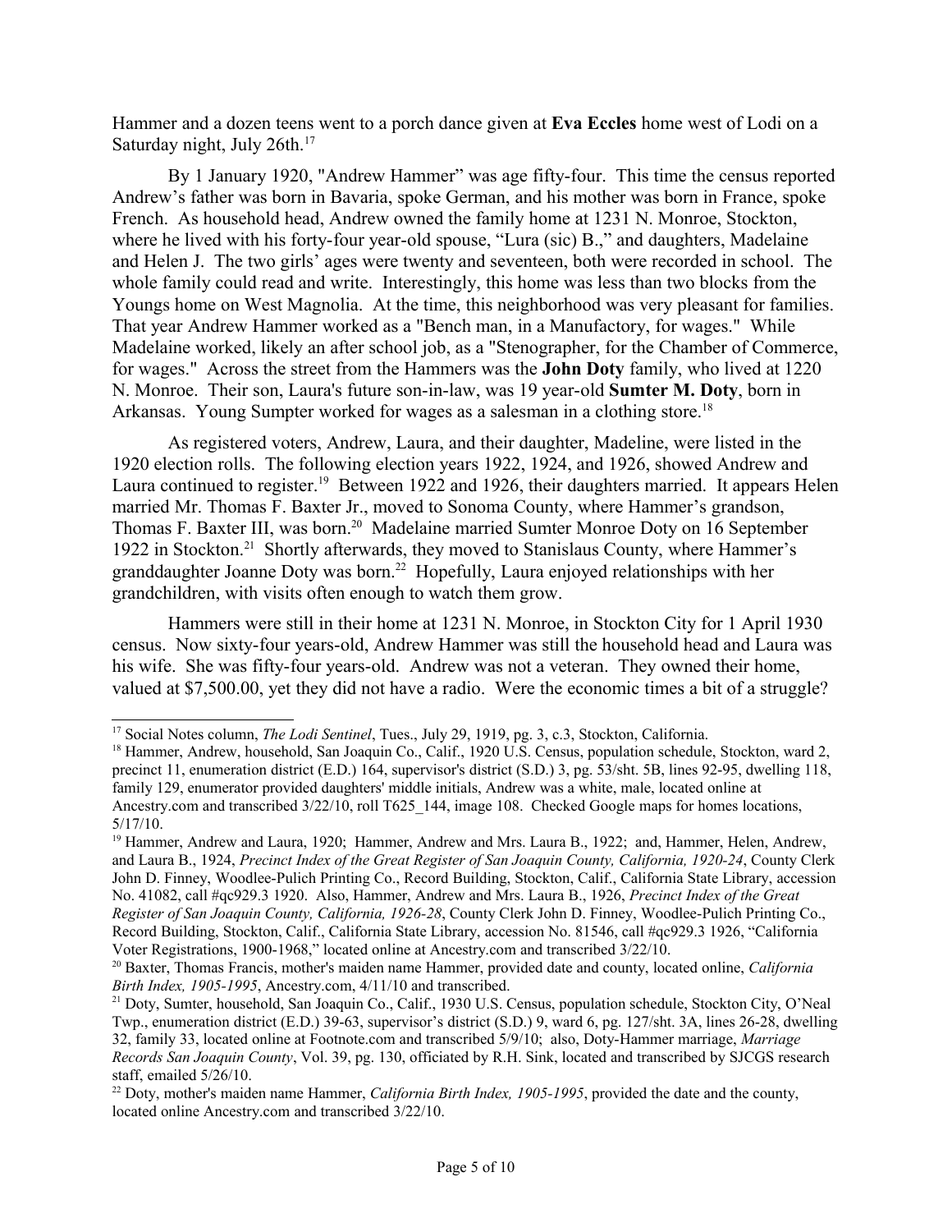Hammer and a dozen teens went to a porch dance given at **Eva Eccles** home west of Lodi on a Saturday night, July 26th.[17]

By 1 January 1920, "Andrew Hammer" was age fifty-four. This time the census reported Andrew's father was born in Bavaria, spoke German, and his mother was born in France, spoke French. As household head, Andrew owned the family home at 1231 N. Monroe, Stockton, where he lived with his forty-four year-old spouse, "Lura (sic) B.," and daughters, Madelaine and Helen J. The two girls' ages were twenty and seventeen, both were recorded in school. The whole family could read and write. Interestingly, this home was less than two blocks from the Youngs home on West Magnolia. At the time, this neighborhood was very pleasant for families. That year Andrew Hammer worked as a "Bench man, in a Manufactory, for wages." While Madelaine worked, likely an after school job, as a "Stenographer, for the Chamber of Commerce, for wages." Across the street from the Hammers was the **John Doty** family, who lived at 1220 N. Monroe. Their son, Laura's future son-in-law, was 19 year-old **Sumter M. Doty**, born in Arkansas. Young Sumpter worked for wages as a salesman in a clothing store.[18]

As registered voters, Andrew, Laura, and their daughter, Madeline, were listed in the 1920 election rolls. The following election years 1922, 1924, and 1926, showed Andrew and Laura continued to register.[19] Between 1922 and 1926, their daughters married. It appears Helen married Mr. Thomas F. Baxter Jr., moved to Sonoma County, where Hammer's grandson, Thomas F. Baxter III, was born.[20] Madelaine married Sumter Monroe Doty on 16 September 1922 in Stockton.[21] Shortly afterwards, they moved to Stanislaus County, where Hammer's granddaughter Joanne Doty was born.[22] Hopefully, Laura enjoyed relationships with her grandchildren, with visits often enough to watch them grow.

Hammers were still in their home at 1231 N. Monroe, in Stockton City for 1 April 1930 census. Now sixty-four years-old, Andrew Hammer was still the household head and Laura was his wife. She was fifty-four years-old. Andrew was not a veteran. They owned their home, valued at $7,500.00, yet they did not have a radio. Were the economic times a bit of a struggle?

---

[17] Social Notes column, *The Lodi Sentinel*, Tues., July 29, 1919, pg. 3, c.3, Stockton, California.

[18] Hammer, Andrew, household, San Joaquin Co., Calif., 1920 U.S. Census, population schedule, Stockton, ward 2, precinct 11, enumeration district (E.D.) 164, supervisor's district (S.D.) 3, pg. 53/sht. 5B, lines 92-95, dwelling 118, family 129, enumerator provided daughters' middle initials, Andrew was a white, male, located online at Ancestry.com and transcribed 3/22/10, roll T625_144, image 108. Checked Google maps for homes locations, 5/17/10.

[19] Hammer, Andrew and Laura, 1920; Hammer, Andrew and Mrs. Laura B., 1922; and, Hammer, Helen, Andrew, and Laura B., 1924, *Precinct Index of the Great Register of San Joaquin County, California, 1920-24*, County Clerk John D. Finney, Woodlee-Pulich Printing Co., Record Building, Stockton, Calif., California State Library, accession No. 41082, call #qc929.3 1920. Also, Hammer, Andrew and Mrs. Laura B., 1926, *Precinct Index of the Great Register of San Joaquin County, California, 1926-28*, County Clerk John D. Finney, Woodlee-Pulich Printing Co., Record Building, Stockton, Calif., California State Library, accession No. 81546, call #qc929.3 1926, "California Voter Registrations, 1900-1968," located online at Ancestry.com and transcribed 3/22/10.

[20] Baxter, Thomas Francis, mother's maiden name Hammer, provided date and county, located online, *California Birth Index, 1905-1995*, Ancestry.com, 4/11/10 and transcribed.

[21] Doty, Sumter, household, San Joaquin Co., Calif., 1930 U.S. Census, population schedule, Stockton City, O'Neal Twp., enumeration district (E.D.) 39-63, supervisor's district (S.D.) 9, ward 6, pg. 127/sht. 3A, lines 26-28, dwelling 32, family 33, located online at Footnote.com and transcribed 5/9/10; also, Doty-Hammer marriage, *Marriage Records San Joaquin County*, Vol. 39, pg. 130, officiated by R.H. Sink, located and transcribed by SJCGS research staff, emailed 5/26/10.

[22] Doty, mother's maiden name Hammer, *California Birth Index, 1905-1995*, provided the date and the county, located online Ancestry.com and transcribed 3/22/10.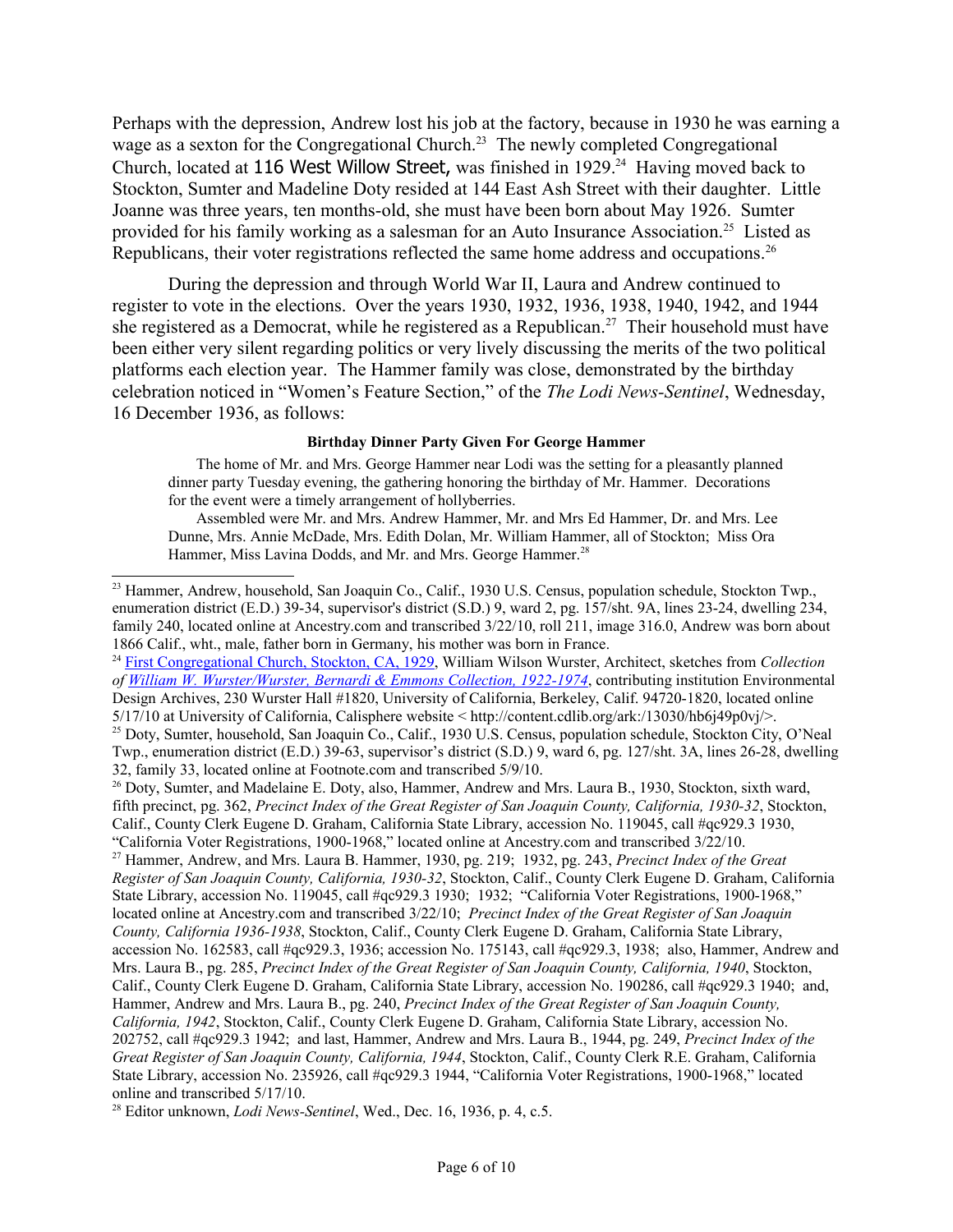Perhaps with the depression, Andrew lost his job at the factory, because in 1930 he was earning a wage as a sexton for the Congregational Church.[23] The newly completed Congregational Church, located at 116 West Willow Street, was finished in 1929.[24] Having moved back to Stockton, Sumter and Madeline Doty resided at 144 East Ash Street with their daughter. Little Joanne was three years, ten months-old, she must have been born about May 1926. Sumter provided for his family working as a salesman for an Auto Insurance Association.[25] Listed as Republicans, their voter registrations reflected the same home address and occupations.[26]

During the depression and through World War II, Laura and Andrew continued to register to vote in the elections. Over the years 1930, 1932, 1936, 1938, 1940, 1942, and 1944 she registered as a Democrat, while he registered as a Republican.[27] Their household must have been either very silent regarding politics or very lively discussing the merits of the two political platforms each election year. The Hammer family was close, demonstrated by the birthday celebration noticed in "Women's Feature Section," of the *The Lodi News-Sentinel*, Wednesday, 16 December 1936, as follows:

> **Birthday Dinner Party Given For George Hammer**
>
> The home of Mr. and Mrs. George Hammer near Lodi was the setting for a pleasantly planned dinner party Tuesday evening, the gathering honoring the birthday of Mr. Hammer. Decorations for the event were a timely arrangement of hollyberries.
>
> Assembled were Mr. and Mrs. Andrew Hammer, Mr. and Mrs Ed Hammer, Dr. and Mrs. Lee Dunne, Mrs. Annie McDade, Mrs. Edith Dolan, Mr. William Hammer, all of Stockton; Miss Ora Hammer, Miss Lavina Dodds, and Mr. and Mrs. George Hammer.[28]

---

[23] Hammer, Andrew, household, San Joaquin Co., Calif., 1930 U.S. Census, population schedule, Stockton Twp., enumeration district (E.D.) 39-34, supervisor's district (S.D.) 9, ward 2, pg. 157/sht. 9A, lines 23-24, dwelling 234, family 240, located online at Ancestry.com and transcribed 3/22/10, roll 211, image 316.0, Andrew was born about 1866 Calif., wht., male, father born in Germany, his mother was born in France.

[24] First Congregational Church, Stockton, CA, 1929, William Wilson Wurster, Architect, sketches from *Collection of William W. Wurster/Wurster, Bernardi & Emmons Collection, 1922-1974*, contributing institution Environmental Design Archives, 230 Wurster Hall #1820, University of California, Berkeley, Calif. 94720-1820, located online 5/17/10 at University of California, Calisphere website < http://content.cdlib.org/ark:/13030/hb6j49p0vj/>.

[25] Doty, Sumter, household, San Joaquin Co., Calif., 1930 U.S. Census, population schedule, Stockton City, O'Neal Twp., enumeration district (E.D.) 39-63, supervisor's district (S.D.) 9, ward 6, pg. 127/sht. 3A, lines 26-28, dwelling 32, family 33, located online at Footnote.com and transcribed 5/9/10.

[26] Doty, Sumter, and Madelaine E. Doty, also, Hammer, Andrew and Mrs. Laura B., 1930, Stockton, sixth ward, fifth precinct, pg. 362, *Precinct Index of the Great Register of San Joaquin County, California, 1930-32*, Stockton, Calif., County Clerk Eugene D. Graham, California State Library, accession No. 119045, call #qc929.3 1930, "California Voter Registrations, 1900-1968," located online at Ancestry.com and transcribed 3/22/10.

[27] Hammer, Andrew, and Mrs. Laura B. Hammer, 1930, pg. 219; 1932, pg. 243, *Precinct Index of the Great Register of San Joaquin County, California, 1930-32*, Stockton, Calif., County Clerk Eugene D. Graham, California State Library, accession No. 119045, call #qc929.3 1930; 1932; "California Voter Registrations, 1900-1968," located online at Ancestry.com and transcribed 3/22/10; *Precinct Index of the Great Register of San Joaquin County, California 1936-1938*, Stockton, Calif., County Clerk Eugene D. Graham, California State Library, accession No. 162583, call #qc929.3, 1936; accession No. 175143, call #qc929.3, 1938; also, Hammer, Andrew and Mrs. Laura B., pg. 285, *Precinct Index of the Great Register of San Joaquin County, California, 1940*, Stockton, Calif., County Clerk Eugene D. Graham, California State Library, accession No. 190286, call #qc929.3 1940; and, Hammer, Andrew and Mrs. Laura B., pg. 240, *Precinct Index of the Great Register of San Joaquin County, California, 1942*, Stockton, Calif., County Clerk Eugene D. Graham, California State Library, accession No. 202752, call #qc929.3 1942; and last, Hammer, Andrew and Mrs. Laura B., 1944, pg. 249, *Precinct Index of the Great Register of San Joaquin County, California, 1944*, Stockton, Calif., County Clerk R.E. Graham, California State Library, accession No. 235926, call #qc929.3 1944, "California Voter Registrations, 1900-1968," located online and transcribed 5/17/10.

[28] Editor unknown, *Lodi News-Sentinel*, Wed., Dec. 16, 1936, p. 4, c.5.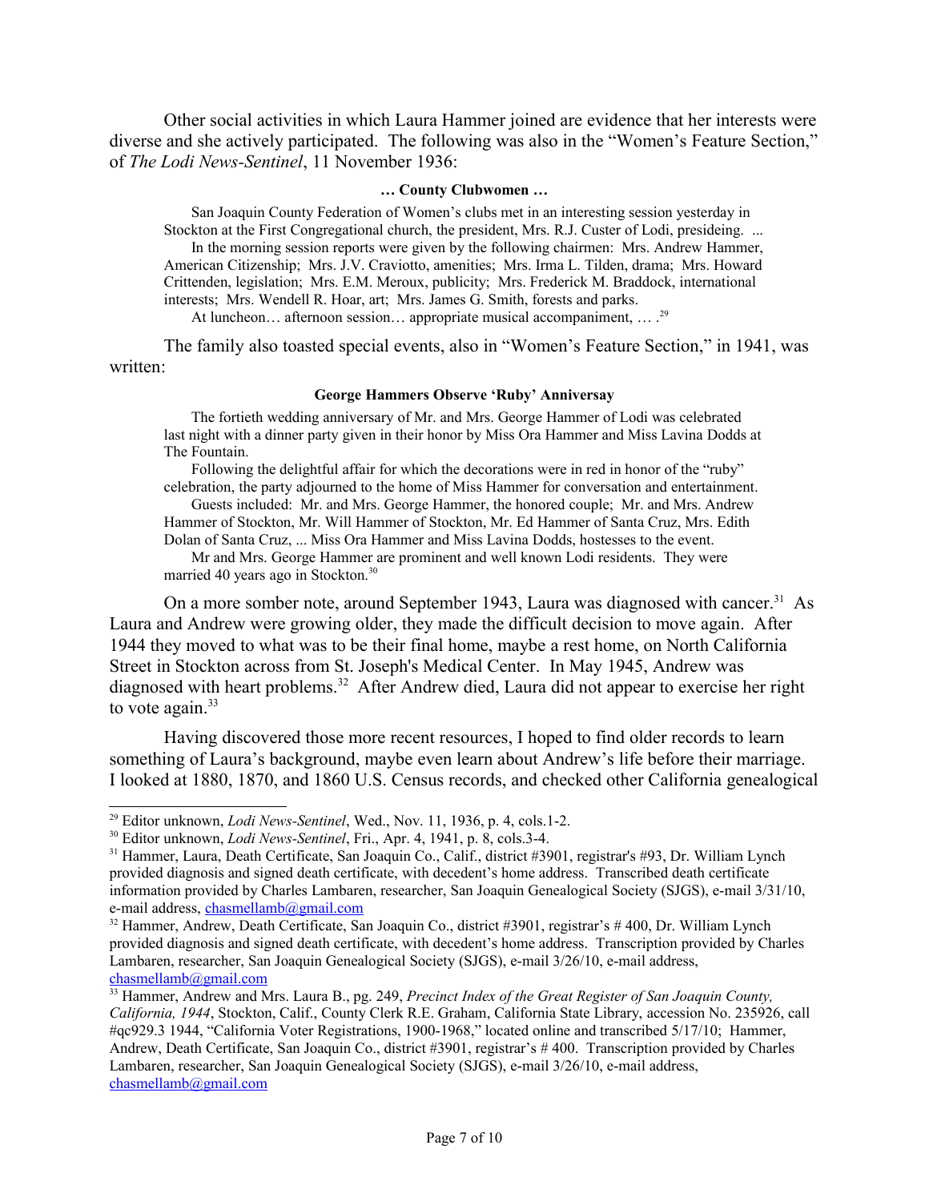Other social activities in which Laura Hammer joined are evidence that her interests were diverse and she actively participated. The following was also in the "Women's Feature Section," of *The Lodi News-Sentinel*, 11 November 1936:

> **… County Clubwomen …**
>
> San Joaquin County Federation of Women's clubs met in an interesting session yesterday in Stockton at the First Congregational church, the president, Mrs. R.J. Custer of Lodi, presideing. ...
>
> In the morning session reports were given by the following chairmen: Mrs. Andrew Hammer, American Citizenship; Mrs. J.V. Craviotto, amenities; Mrs. Irma L. Tilden, drama; Mrs. Howard Crittenden, legislation; Mrs. E.M. Meroux, publicity; Mrs. Frederick M. Braddock, international interests; Mrs. Wendell R. Hoar, art; Mrs. James G. Smith, forests and parks.
>
> At luncheon… afternoon session… appropriate musical accompaniment, … .[29]

The family also toasted special events, also in "Women's Feature Section," in 1941, was written:

> **George Hammers Observe 'Ruby' Anniversay**
>
> The fortieth wedding anniversary of Mr. and Mrs. George Hammer of Lodi was celebrated last night with a dinner party given in their honor by Miss Ora Hammer and Miss Lavina Dodds at The Fountain.
>
> Following the delightful affair for which the decorations were in red in honor of the "ruby" celebration, the party adjourned to the home of Miss Hammer for conversation and entertainment.
>
> Guests included: Mr. and Mrs. George Hammer, the honored couple; Mr. and Mrs. Andrew Hammer of Stockton, Mr. Will Hammer of Stockton, Mr. Ed Hammer of Santa Cruz, Mrs. Edith Dolan of Santa Cruz, ... Miss Ora Hammer and Miss Lavina Dodds, hostesses to the event.
>
> Mr and Mrs. George Hammer are prominent and well known Lodi residents. They were married 40 years ago in Stockton.[30]

On a more somber note, around September 1943, Laura was diagnosed with cancer.[31] As Laura and Andrew were growing older, they made the difficult decision to move again. After 1944 they moved to what was to be their final home, maybe a rest home, on North California Street in Stockton across from St. Joseph's Medical Center. In May 1945, Andrew was diagnosed with heart problems.[32] After Andrew died, Laura did not appear to exercise her right to vote again.[33]

Having discovered those more recent resources, I hoped to find older records to learn something of Laura's background, maybe even learn about Andrew's life before their marriage. I looked at 1880, 1870, and 1860 U.S. Census records, and checked other California genealogical

---

[29] Editor unknown, *Lodi News-Sentinel*, Wed., Nov. 11, 1936, p. 4, cols.1-2.

[30] Editor unknown, *Lodi News-Sentinel*, Fri., Apr. 4, 1941, p. 8, cols.3-4.

[31] Hammer, Laura, Death Certificate, San Joaquin Co., Calif., district #3901, registrar's #93, Dr. William Lynch provided diagnosis and signed death certificate, with decedent's home address. Transcribed death certificate information provided by Charles Lambaren, researcher, San Joaquin Genealogical Society (SJGS), e-mail 3/31/10, e-mail address, chasmellamb@gmail.com

[32] Hammer, Andrew, Death Certificate, San Joaquin Co., district #3901, registrar's # 400, Dr. William Lynch provided diagnosis and signed death certificate, with decedent's home address. Transcription provided by Charles Lambaren, researcher, San Joaquin Genealogical Society (SJGS), e-mail 3/26/10, e-mail address, chasmellamb@gmail.com

[33] Hammer, Andrew and Mrs. Laura B., pg. 249, *Precinct Index of the Great Register of San Joaquin County, California, 1944*, Stockton, Calif., County Clerk R.E. Graham, California State Library, accession No. 235926, call #qc929.3 1944, "California Voter Registrations, 1900-1968," located online and transcribed 5/17/10; Hammer, Andrew, Death Certificate, San Joaquin Co., district #3901, registrar's # 400. Transcription provided by Charles Lambaren, researcher, San Joaquin Genealogical Society (SJGS), e-mail 3/26/10, e-mail address, chasmellamb@gmail.com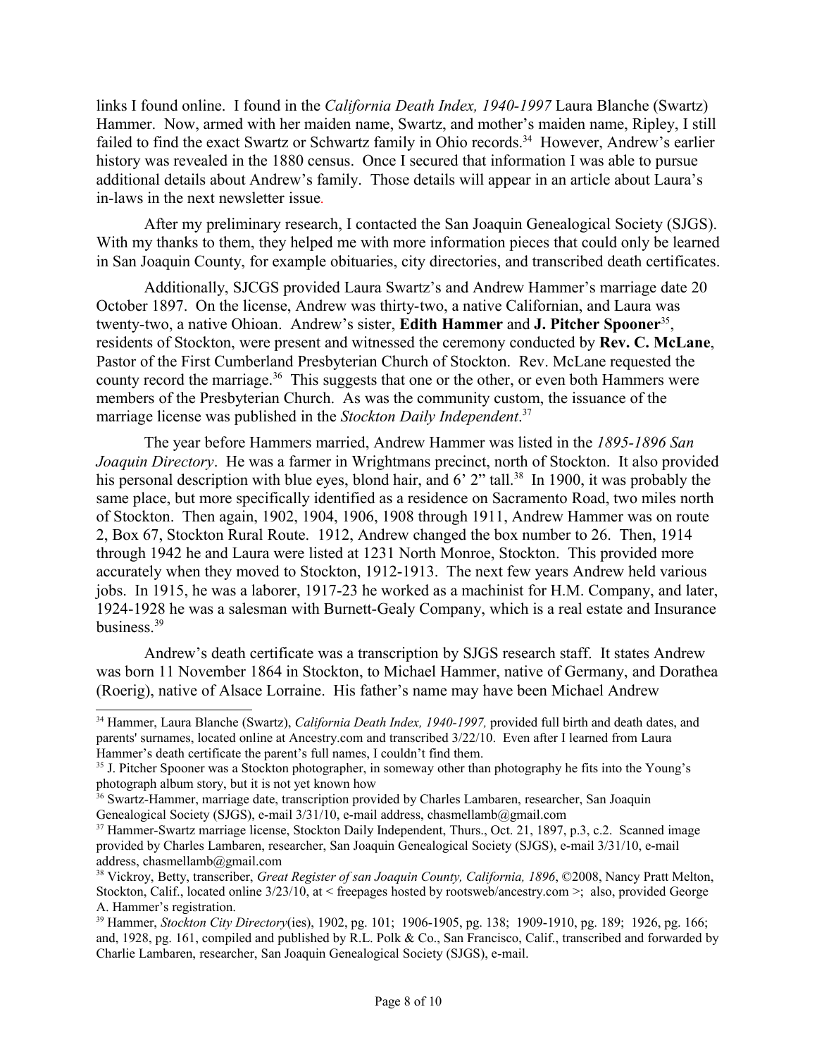links I found online. I found in the *California Death Index, 1940-1997* Laura Blanche (Swartz) Hammer. Now, armed with her maiden name, Swartz, and mother's maiden name, Ripley, I still failed to find the exact Swartz or Schwartz family in Ohio records.[34] However, Andrew's earlier history was revealed in the 1880 census. Once I secured that information I was able to pursue additional details about Andrew's family. Those details will appear in an article about Laura's in-laws in the next newsletter issue.

After my preliminary research, I contacted the San Joaquin Genealogical Society (SJGS). With my thanks to them, they helped me with more information pieces that could only be learned in San Joaquin County, for example obituaries, city directories, and transcribed death certificates.

Additionally, SJCGS provided Laura Swartz's and Andrew Hammer's marriage date 20 October 1897. On the license, Andrew was thirty-two, a native Californian, and Laura was twenty-two, a native Ohioan. Andrew's sister, **Edith Hammer** and **J. Pitcher Spooner**[35], residents of Stockton, were present and witnessed the ceremony conducted by **Rev. C. McLane**, Pastor of the First Cumberland Presbyterian Church of Stockton. Rev. McLane requested the county record the marriage.[36] This suggests that one or the other, or even both Hammers were members of the Presbyterian Church. As was the community custom, the issuance of the marriage license was published in the *Stockton Daily Independent*.[37]

The year before Hammers married, Andrew Hammer was listed in the *1895-1896 San Joaquin Directory*. He was a farmer in Wrightmans precinct, north of Stockton. It also provided his personal description with blue eyes, blond hair, and 6' 2" tall.[38] In 1900, it was probably the same place, but more specifically identified as a residence on Sacramento Road, two miles north of Stockton. Then again, 1902, 1904, 1906, 1908 through 1911, Andrew Hammer was on route 2, Box 67, Stockton Rural Route. 1912, Andrew changed the box number to 26. Then, 1914 through 1942 he and Laura were listed at 1231 North Monroe, Stockton. This provided more accurately when they moved to Stockton, 1912-1913. The next few years Andrew held various jobs. In 1915, he was a laborer, 1917-23 he worked as a machinist for H.M. Company, and later, 1924-1928 he was a salesman with Burnett-Gealy Company, which is a real estate and Insurance business.[39]

Andrew's death certificate was a transcription by SJGS research staff. It states Andrew was born 11 November 1864 in Stockton, to Michael Hammer, native of Germany, and Dorathea (Roerig), native of Alsace Lorraine. His father's name may have been Michael Andrew

---

[34] Hammer, Laura Blanche (Swartz), *California Death Index, 1940-1997,* provided full birth and death dates, and parents' surnames, located online at Ancestry.com and transcribed 3/22/10. Even after I learned from Laura Hammer's death certificate the parent's full names, I couldn't find them.

[35] J. Pitcher Spooner was a Stockton photographer, in someway other than photography he fits into the Young's photograph album story, but it is not yet known how

[36] Swartz-Hammer, marriage date, transcription provided by Charles Lambaren, researcher, San Joaquin Genealogical Society (SJGS), e-mail 3/31/10, e-mail address, chasmellamb@gmail.com

[37] Hammer-Swartz marriage license, Stockton Daily Independent, Thurs., Oct. 21, 1897, p.3, c.2. Scanned image provided by Charles Lambaren, researcher, San Joaquin Genealogical Society (SJGS), e-mail 3/31/10, e-mail address, chasmellamb@gmail.com

[38] Vickroy, Betty, transcriber, *Great Register of san Joaquin County, California, 1896*, ©2008, Nancy Pratt Melton, Stockton, Calif., located online 3/23/10, at < freepages hosted by rootsweb/ancestry.com >; also, provided George A. Hammer's registration.

[39] Hammer, *Stockton City Directory*(ies), 1902, pg. 101; 1906-1905, pg. 138; 1909-1910, pg. 189; 1926, pg. 166; and, 1928, pg. 161, compiled and published by R.L. Polk & Co., San Francisco, Calif., transcribed and forwarded by Charlie Lambaren, researcher, San Joaquin Genealogical Society (SJGS), e-mail.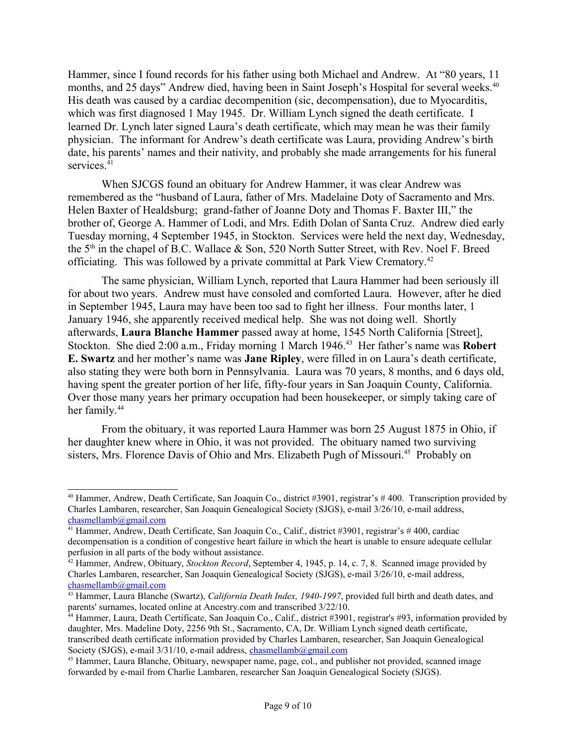Hammer, since I found records for his father using both Michael and Andrew. At "80 years, 11 months, and 25 days" Andrew died, having been in Saint Joseph's Hospital for several weeks.[40] His death was caused by a cardiac decompenition (sic, decompensation), due to Myocarditis, which was first diagnosed 1 May 1945. Dr. William Lynch signed the death certificate. I learned Dr. Lynch later signed Laura's death certificate, which may mean he was their family physician. The informant for Andrew's death certificate was Laura, providing Andrew's birth date, his parents' names and their nativity, and probably she made arrangements for his funeral services.[41]

When SJCGS found an obituary for Andrew Hammer, it was clear Andrew was remembered as the "husband of Laura, father of Mrs. Madelaine Doty of Sacramento and Mrs. Helen Baxter of Healdsburg; grand-father of Joanne Doty and Thomas F. Baxter III," the brother of, George A. Hammer of Lodi, and Mrs. Edith Dolan of Santa Cruz. Andrew died early Tuesday morning, 4 September 1945, in Stockton. Services were held the next day, Wednesday, the 5th in the chapel of B.C. Wallace & Son, 520 North Sutter Street, with Rev. Noel F. Breed officiating. This was followed by a private committal at Park View Crematory.[42]

The same physician, William Lynch, reported that Laura Hammer had been seriously ill for about two years. Andrew must have consoled and comforted Laura. However, after he died in September 1945, Laura may have been too sad to fight her illness. Four months later, 1 January 1946, she apparently received medical help. She was not doing well. Shortly afterwards, **Laura Blanche Hammer** passed away at home, 1545 North California [Street], Stockton. She died 2:00 a.m., Friday morning 1 March 1946.[43] Her father's name was **Robert E. Swartz** and her mother's name was **Jane Ripley**, were filled in on Laura's death certificate, also stating they were both born in Pennsylvania. Laura was 70 years, 8 months, and 6 days old, having spent the greater portion of her life, fifty-four years in San Joaquin County, California. Over those many years her primary occupation had been housekeeper, or simply taking care of her family.[44]

From the obituary, it was reported Laura Hammer was born 25 August 1875 in Ohio, if her daughter knew where in Ohio, it was not provided. The obituary named two surviving sisters, Mrs. Florence Davis of Ohio and Mrs. Elizabeth Pugh of Missouri.[45] Probably on

---

[40] Hammer, Andrew, Death Certificate, San Joaquin Co., district #3901, registrar's # 400. Transcription provided by Charles Lambaren, researcher, San Joaquin Genealogical Society (SJGS), e-mail 3/26/10, e-mail address, chasmellamb@gmail.com

[41] Hammer, Andrew, Death Certificate, San Joaquin Co., Calif., district #3901, registrar's # 400, cardiac decompensation is a condition of congestive heart failure in which the heart is unable to ensure adequate cellular perfusion in all parts of the body without assistance.

[42] Hammer, Andrew, Obituary, *Stockton Record*, September 4, 1945, p. 14, c. 7, 8. Scanned image provided by Charles Lambaren, researcher, San Joaquin Genealogical Society (SJGS), e-mail 3/26/10, e-mail address, chasmellamb@gmail.com

[43] Hammer, Laura Blanche (Swartz), *California Death Index, 1940-1997*, provided full birth and death dates, and parents' surnames, located online at Ancestry.com and transcribed 3/22/10.

[44] Hammer, Laura, Death Certificate, San Joaquin Co., Calif., district #3901, registrar's #93, information provided by daughter, Mrs. Madeline Doty, 2256 9th St., Sacramento, CA, Dr. William Lynch signed death certificate, transcribed death certificate information provided by Charles Lambaren, researcher, San Joaquin Genealogical Society (SJGS), e-mail 3/31/10, e-mail address, chasmellamb@gmail.com

[45] Hammer, Laura Blanche, Obituary, newspaper name, page, col., and publisher not provided, scanned image forwarded by e-mail from Charlie Lambaren, researcher San Joaquin Genealogical Society (SJGS).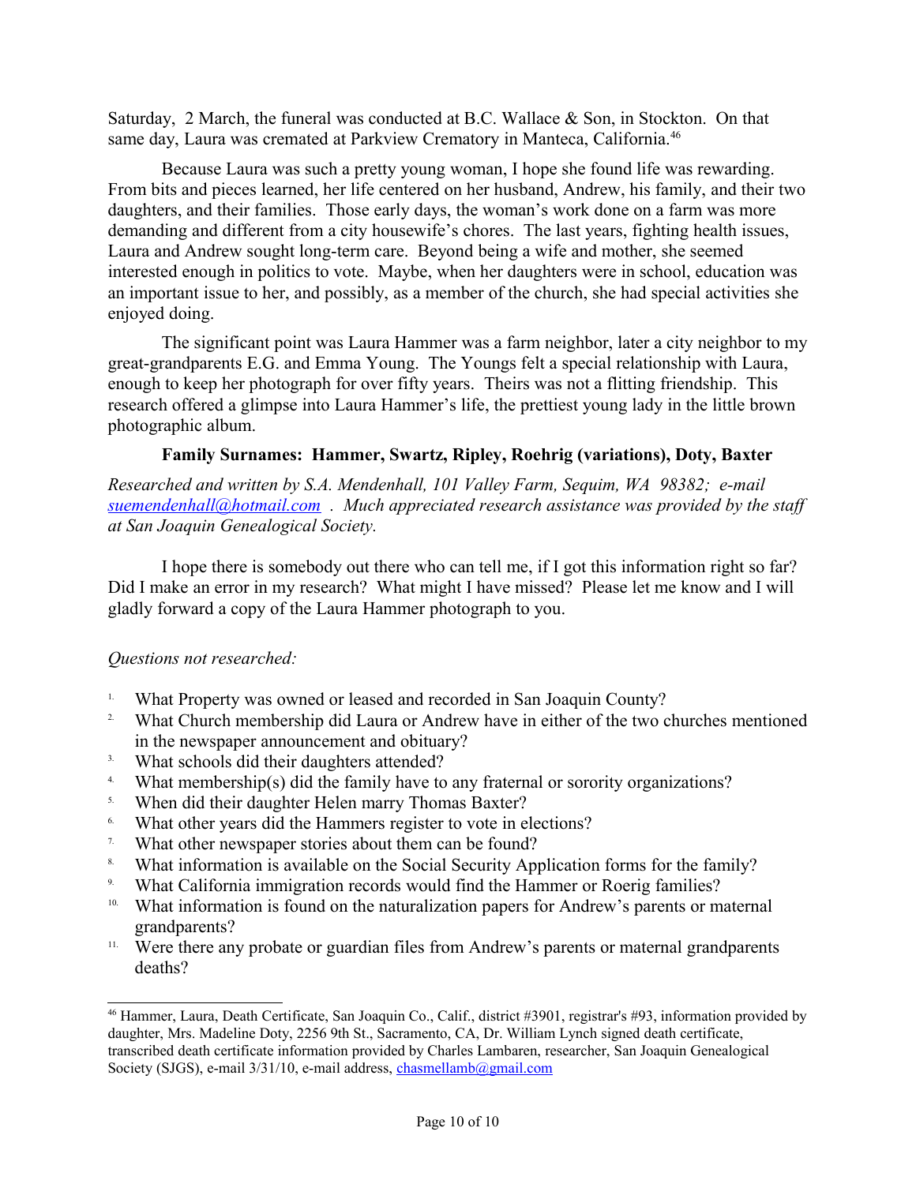Saturday, 2 March, the funeral was conducted at B.C. Wallace & Son, in Stockton. On that same day, Laura was cremated at Parkview Crematory in Manteca, California.[46]

Because Laura was such a pretty young woman, I hope she found life was rewarding. From bits and pieces learned, her life centered on her husband, Andrew, his family, and their two daughters, and their families. Those early days, the woman's work done on a farm was more demanding and different from a city housewife's chores. The last years, fighting health issues, Laura and Andrew sought long-term care. Beyond being a wife and mother, she seemed interested enough in politics to vote. Maybe, when her daughters were in school, education was an important issue to her, and possibly, as a member of the church, she had special activities she enjoyed doing.

The significant point was Laura Hammer was a farm neighbor, later a city neighbor to my great-grandparents E.G. and Emma Young. The Youngs felt a special relationship with Laura, enough to keep her photograph for over fifty years. Theirs was not a flitting friendship. This research offered a glimpse into Laura Hammer's life, the prettiest young lady in the little brown photographic album.

**Family Surnames: Hammer, Swartz, Ripley, Roehrig (variations), Doty, Baxter**

*Researched and written by S.A. Mendenhall, 101 Valley Farm, Sequim, WA 98382; e-mail suemendenhall@hotmail.com . Much appreciated research assistance was provided by the staff at San Joaquin Genealogical Society.*

I hope there is somebody out there who can tell me, if I got this information right so far? Did I make an error in my research? What might I have missed? Please let me know and I will gladly forward a copy of the Laura Hammer photograph to you.

*Questions not researched:*

1. What Property was owned or leased and recorded in San Joaquin County?
2. What Church membership did Laura or Andrew have in either of the two churches mentioned in the newspaper announcement and obituary?
3. What schools did their daughters attended?
4. What membership(s) did the family have to any fraternal or sorority organizations?
5. When did their daughter Helen marry Thomas Baxter?
6. What other years did the Hammers register to vote in elections?
7. What other newspaper stories about them can be found?
8. What information is available on the Social Security Application forms for the family?
9. What California immigration records would find the Hammer or Roerig families?
10. What information is found on the naturalization papers for Andrew's parents or maternal grandparents?
11. Were there any probate or guardian files from Andrew's parents or maternal grandparents deaths?

---

[46] Hammer, Laura, Death Certificate, San Joaquin Co., Calif., district #3901, registrar's #93, information provided by daughter, Mrs. Madeline Doty, 2256 9th St., Sacramento, CA, Dr. William Lynch signed death certificate, transcribed death certificate information provided by Charles Lambaren, researcher, San Joaquin Genealogical Society (SJGS), e-mail 3/31/10, e-mail address, chasmellamb@gmail.com